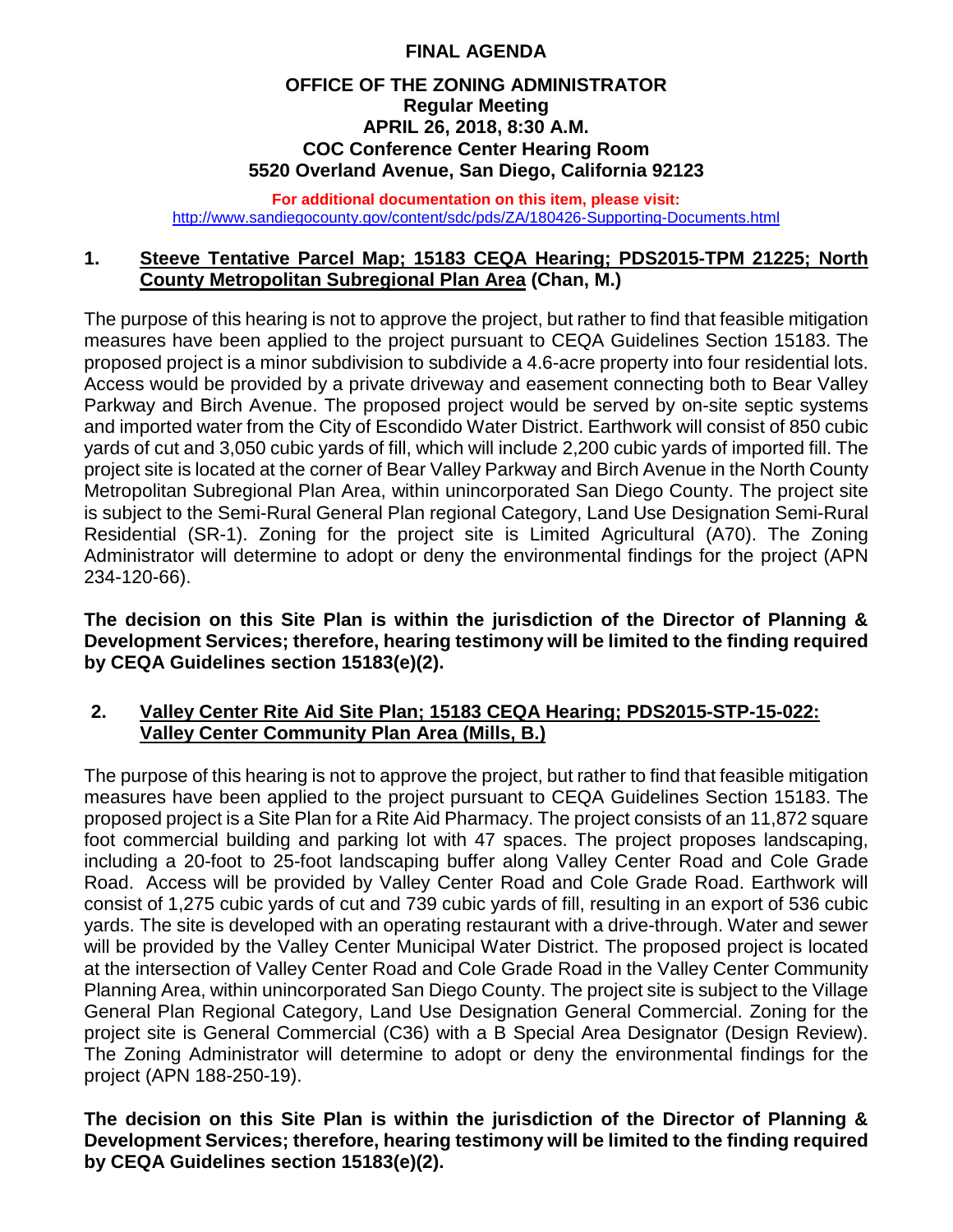# FINAL AGENDA

## OFFICE OF THE ZONING ADMINISTRATOR
**Regular Meeting**
**APRIL 26, 2018, 8:30 A.M.**
**COC Conference Center Hearing Room**
**5520 Overland Avenue, San Diego, California 92123**

**For additional documentation on this item, please visit:**
http://www.sandiegocounty.gov/content/sdc/pds/ZA/180426-Supporting-Documents.html

### 1. Steeve Tentative Parcel Map; 15183 CEQA Hearing; PDS2015-TPM 21225; North County Metropolitan Subregional Plan Area (Chan, M.)

The purpose of this hearing is not to approve the project, but rather to find that feasible mitigation measures have been applied to the project pursuant to CEQA Guidelines Section 15183. The proposed project is a minor subdivision to subdivide a 4.6-acre property into four residential lots. Access would be provided by a private driveway and easement connecting both to Bear Valley Parkway and Birch Avenue. The proposed project would be served by on-site septic systems and imported water from the City of Escondido Water District. Earthwork will consist of 850 cubic yards of cut and 3,050 cubic yards of fill, which will include 2,200 cubic yards of imported fill. The project site is located at the corner of Bear Valley Parkway and Birch Avenue in the North County Metropolitan Subregional Plan Area, within unincorporated San Diego County. The project site is subject to the Semi-Rural General Plan regional Category, Land Use Designation Semi-Rural Residential (SR-1). Zoning for the project site is Limited Agricultural (A70). The Zoning Administrator will determine to adopt or deny the environmental findings for the project (APN 234-120-66).

**The decision on this Site Plan is within the jurisdiction of the Director of Planning & Development Services; therefore, hearing testimony will be limited to the finding required by CEQA Guidelines section 15183(e)(2).**

### 2. Valley Center Rite Aid Site Plan; 15183 CEQA Hearing; PDS2015-STP-15-022: Valley Center Community Plan Area (Mills, B.)

The purpose of this hearing is not to approve the project, but rather to find that feasible mitigation measures have been applied to the project pursuant to CEQA Guidelines Section 15183. The proposed project is a Site Plan for a Rite Aid Pharmacy. The project consists of an 11,872 square foot commercial building and parking lot with 47 spaces. The project proposes landscaping, including a 20-foot to 25-foot landscaping buffer along Valley Center Road and Cole Grade Road. Access will be provided by Valley Center Road and Cole Grade Road. Earthwork will consist of 1,275 cubic yards of cut and 739 cubic yards of fill, resulting in an export of 536 cubic yards. The site is developed with an operating restaurant with a drive-through. Water and sewer will be provided by the Valley Center Municipal Water District. The proposed project is located at the intersection of Valley Center Road and Cole Grade Road in the Valley Center Community Planning Area, within unincorporated San Diego County. The project site is subject to the Village General Plan Regional Category, Land Use Designation General Commercial. Zoning for the project site is General Commercial (C36) with a B Special Area Designator (Design Review). The Zoning Administrator will determine to adopt or deny the environmental findings for the project (APN 188-250-19).

**The decision on this Site Plan is within the jurisdiction of the Director of Planning & Development Services; therefore, hearing testimony will be limited to the finding required by CEQA Guidelines section 15183(e)(2).**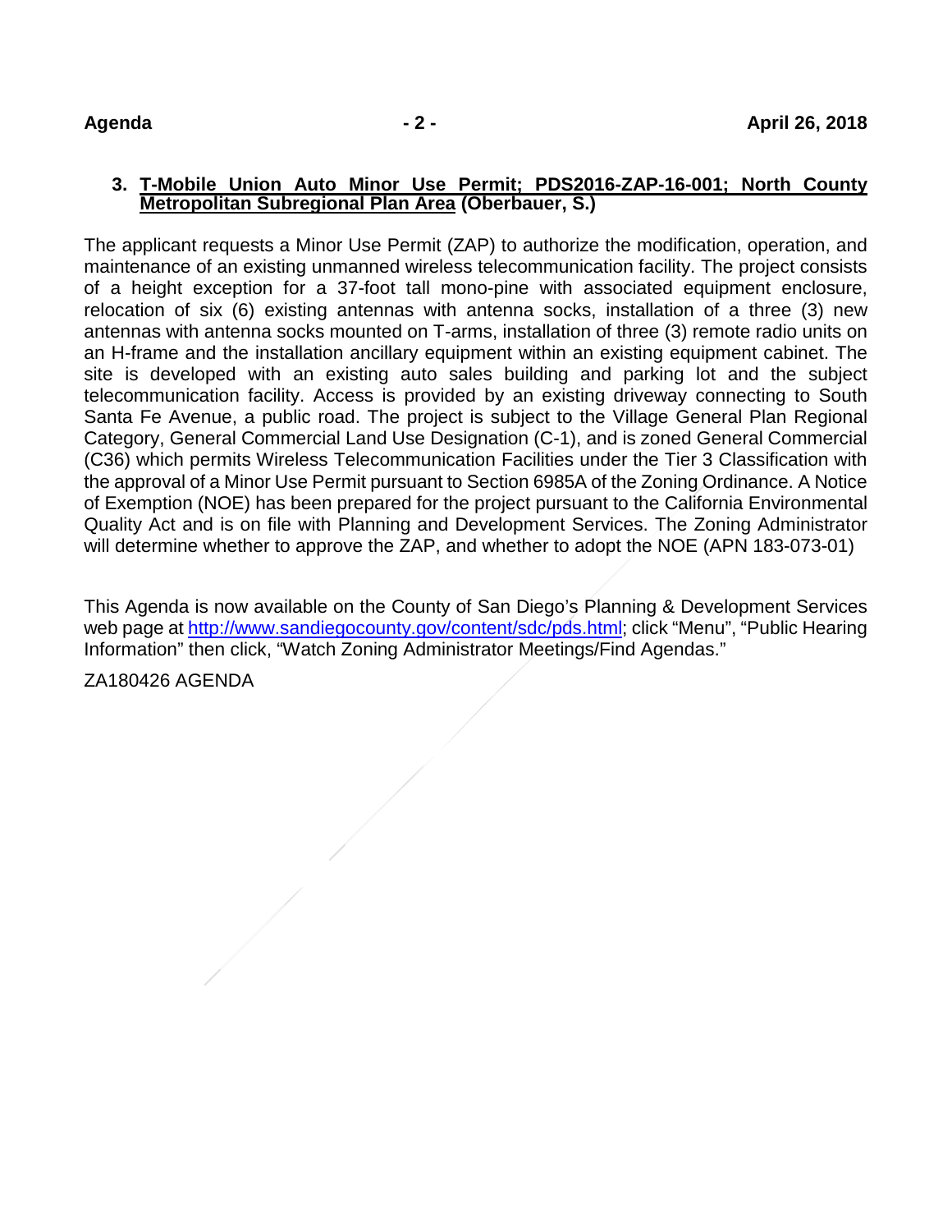3. **T-Mobile Union Auto Minor Use Permit; PDS2016-ZAP-16-001; North County Metropolitan Subregional Plan Area (Oberbauer, S.)**

The applicant requests a Minor Use Permit (ZAP) to authorize the modification, operation, and maintenance of an existing unmanned wireless telecommunication facility. The project consists of a height exception for a 37-foot tall mono-pine with associated equipment enclosure, relocation of six (6) existing antennas with antenna socks, installation of a three (3) new antennas with antenna socks mounted on T-arms, installation of three (3) remote radio units on an H-frame and the installation ancillary equipment within an existing equipment cabinet. The site is developed with an existing auto sales building and parking lot and the subject telecommunication facility. Access is provided by an existing driveway connecting to South Santa Fe Avenue, a public road. The project is subject to the Village General Plan Regional Category, General Commercial Land Use Designation (C-1), and is zoned General Commercial (C36) which permits Wireless Telecommunication Facilities under the Tier 3 Classification with the approval of a Minor Use Permit pursuant to Section 6985A of the Zoning Ordinance. A Notice of Exemption (NOE) has been prepared for the project pursuant to the California Environmental Quality Act and is on file with Planning and Development Services. The Zoning Administrator will determine whether to approve the ZAP, and whether to adopt the NOE (APN 183-073-01)

This Agenda is now available on the County of San Diego's Planning & Development Services web page at http://www.sandiegocounty.gov/content/sdc/pds.html; click "Menu", "Public Hearing Information" then click, "Watch Zoning Administrator Meetings/Find Agendas."

ZA180426 AGENDA